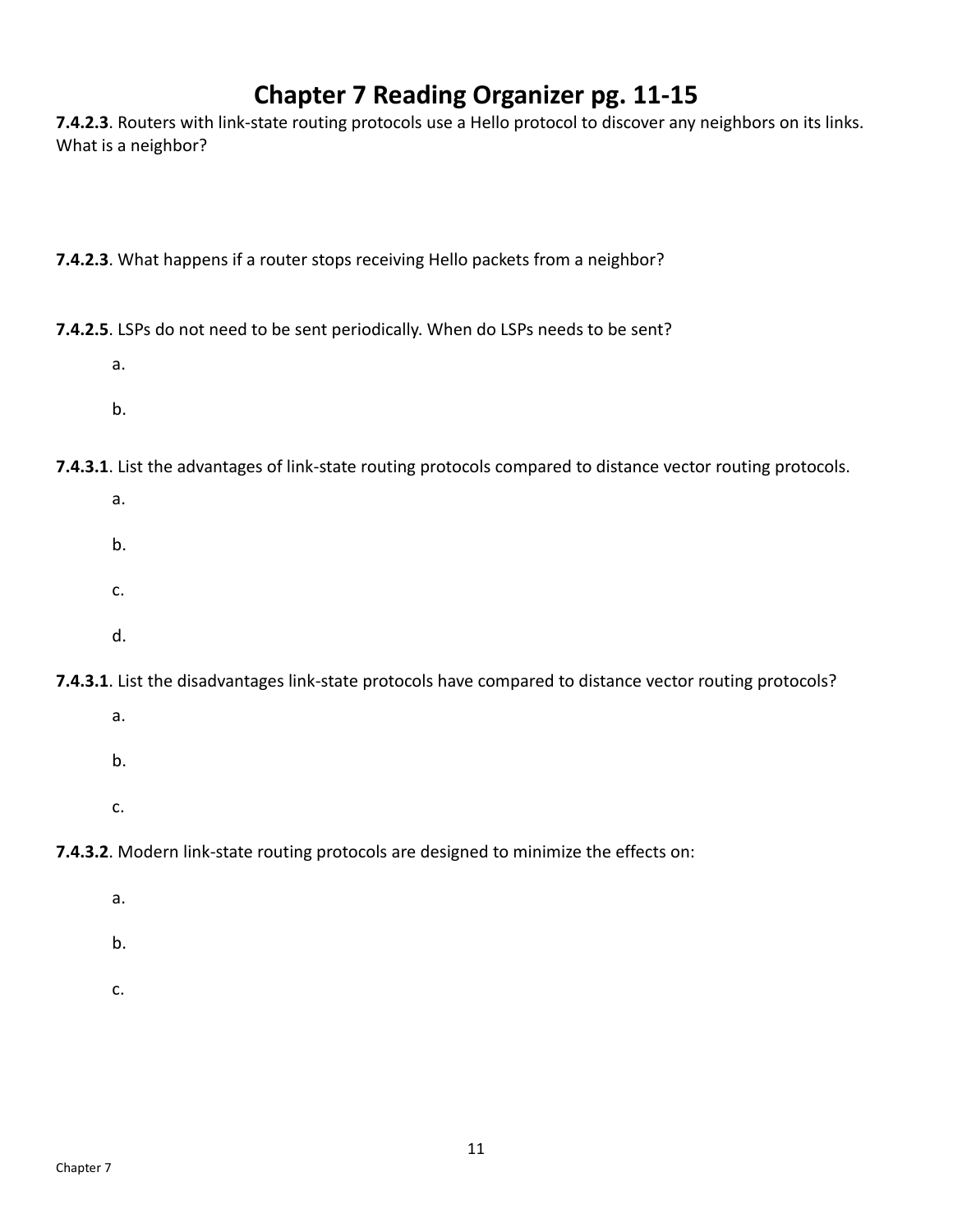# Chapter 7 Reading Organizer pg. 11-15

**7.4.2.3**. Routers with link-state routing protocols use a Hello protocol to discover any neighbors on its links. What is a neighbor?

**7.4.2.3**. What happens if a router stops receiving Hello packets from a neighbor?

**7.4.2.5**. LSPs do not need to be sent periodically. When do LSPs needs to be sent?

a.

b.

**7.4.3.1**. List the advantages of link-state routing protocols compared to distance vector routing protocols.

a.

b.

c.

d.

**7.4.3.1**. List the disadvantages link-state protocols have compared to distance vector routing protocols?

a.

b.

c.

**7.4.3.2**. Modern link-state routing protocols are designed to minimize the effects on:

a.

b.

c.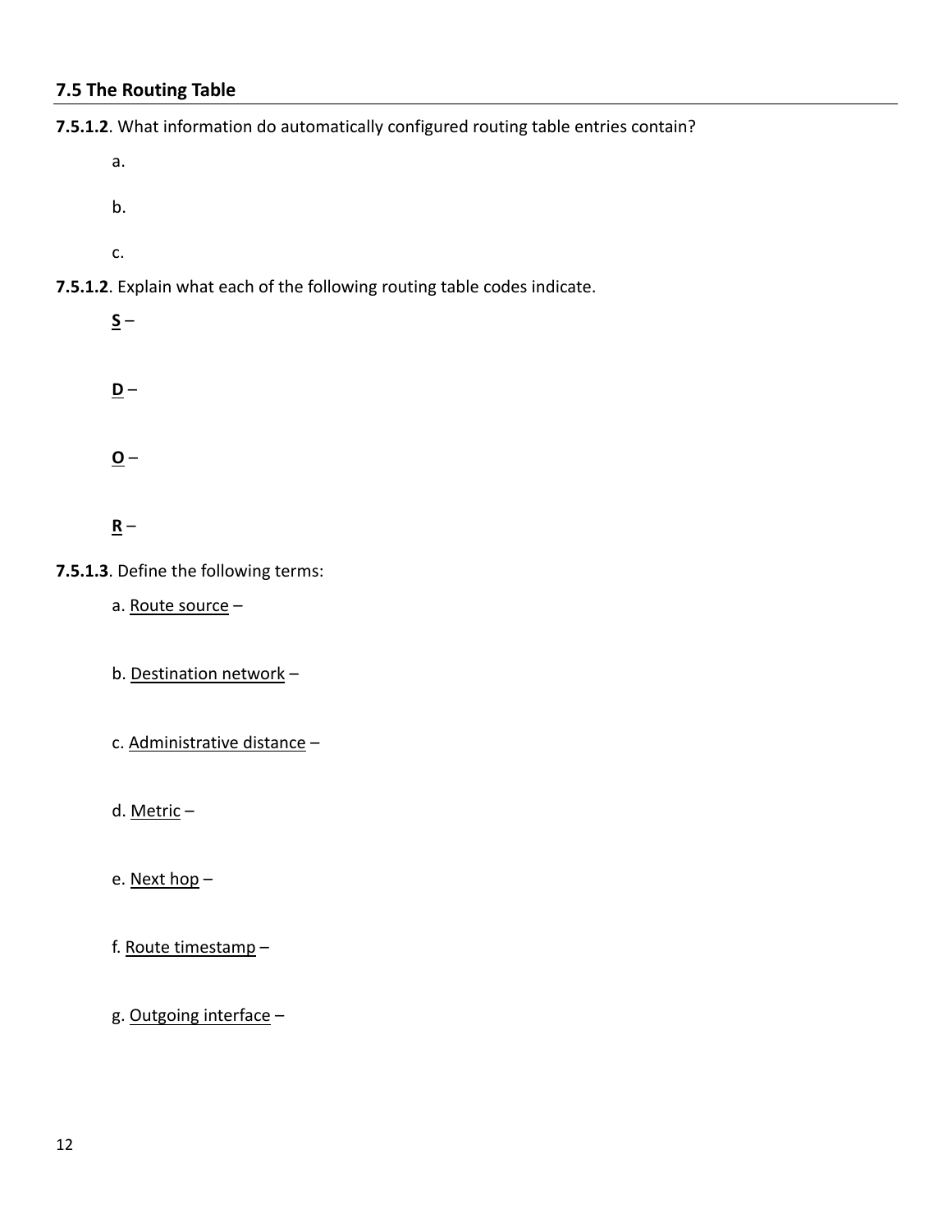## 7.5 The Routing Table

**7.5.1.2**. What information do automatically configured routing table entries contain?

a.

b.

c.

**7.5.1.2**. Explain what each of the following routing table codes indicate.

<u>**S**</u> –

<u>**D**</u> –

<u>**O**</u> –

<u>**R**</u> –

**7.5.1.3**. Define the following terms:

a. <u>Route source</u> –

b. <u>Destination network</u> –

c. <u>Administrative distance</u> –

d. <u>Metric</u> –

e. <u>Next hop</u> –

f. <u>Route timestamp</u> –

g. <u>Outgoing interface</u> –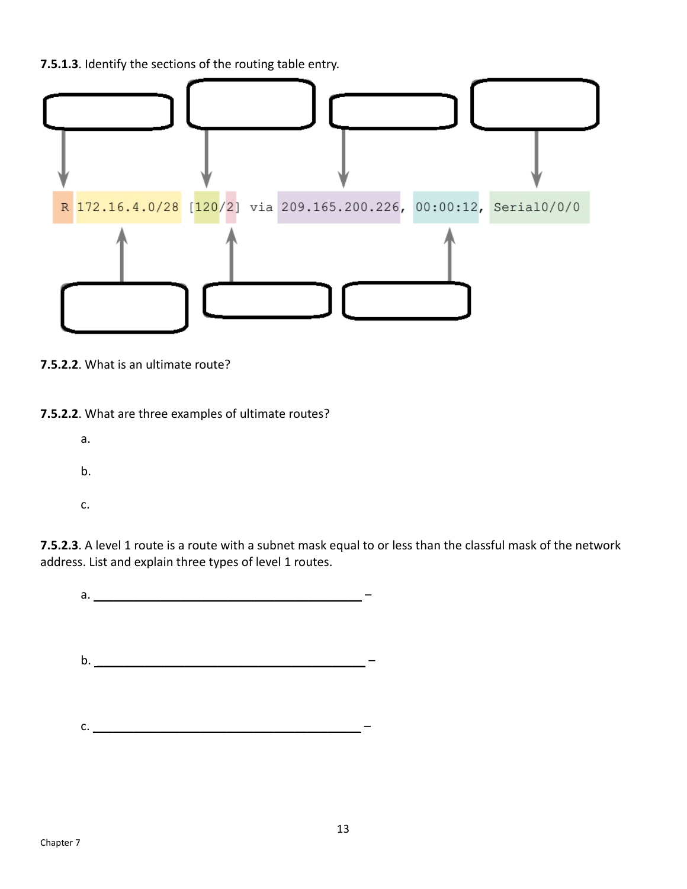**7.5.1.3**. Identify the sections of the routing table entry.

```
R 172.16.4.0/28 [120/2] via 209.165.200.226, 00:00:12, Serial0/0/0
```

**7.5.2.2**. What is an ultimate route?

**7.5.2.2**. What are three examples of ultimate routes?

a.

b.

c.

**7.5.2.3**. A level 1 route is a route with a subnet mask equal to or less than the classful mask of the network address. List and explain three types of level 1 routes.

a. ________________________________________ –

b. ________________________________________ –

c. ________________________________________ –

Chapter 7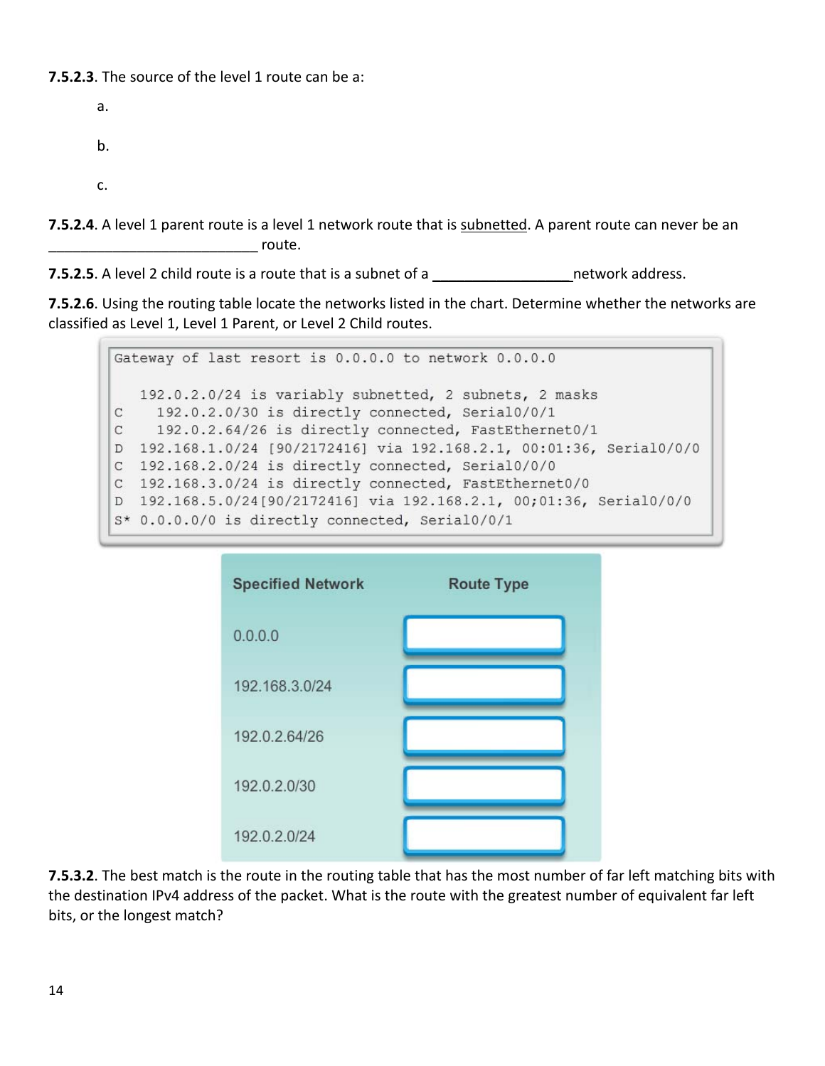**7.5.2.3**. The source of the level 1 route can be a:

a.

b.

c.

**7.5.2.4**. A level 1 parent route is a level 1 network route that is <u>subnetted</u>. A parent route can never be an ___________________________ route.

**7.5.2.5**. A level 2 child route is a route that is a subnet of a __________________network address.

**7.5.2.6**. Using the routing table locate the networks listed in the chart. Determine whether the networks are classified as Level 1, Level 1 Parent, or Level 2 Child routes.

```
Gateway of last resort is 0.0.0.0 to network 0.0.0.0

   192.0.2.0/24 is variably subnetted, 2 subnets, 2 masks
C    192.0.2.0/30 is directly connected, Serial0/0/1
C    192.0.2.64/26 is directly connected, FastEthernet0/1
D  192.168.1.0/24 [90/2172416] via 192.168.2.1, 00:01:36, Serial0/0/0
C  192.168.2.0/24 is directly connected, Serial0/0/0
C  192.168.3.0/24 is directly connected, FastEthernet0/0
D  192.168.5.0/24[90/2172416] via 192.168.2.1, 00;01:36, Serial0/0/0
S* 0.0.0.0/0 is directly connected, Serial0/0/1
```

| Specified Network | Route Type |
|---|---|
| 0.0.0.0 | |
| 192.168.3.0/24 | |
| 192.0.2.64/26 | |
| 192.0.2.0/30 | |
| 192.0.2.0/24 | |

**7.5.3.2**. The best match is the route in the routing table that has the most number of far left matching bits with the destination IPv4 address of the packet. What is the route with the greatest number of equivalent far left bits, or the longest match?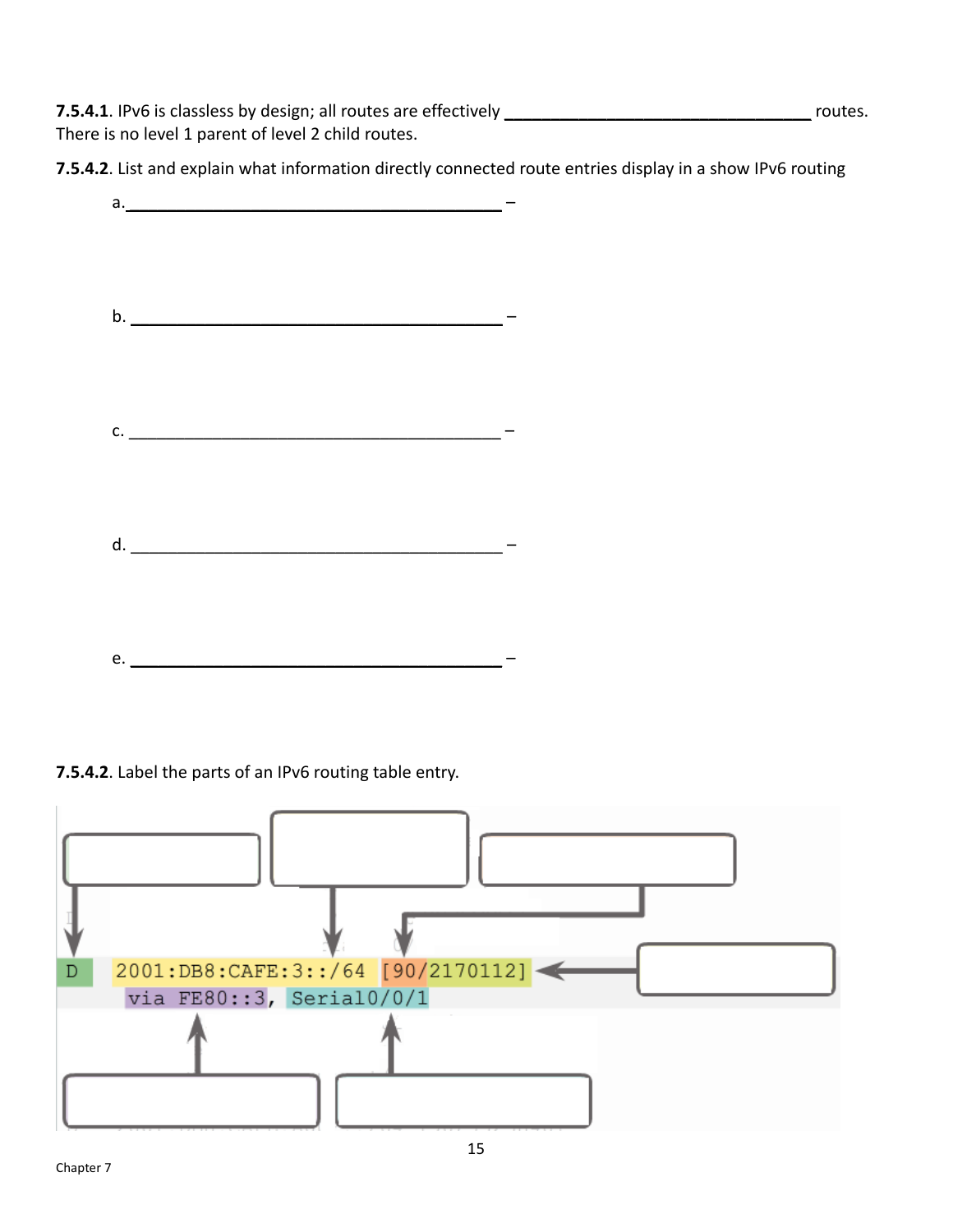**7.5.4.1**. IPv6 is classless by design; all routes are effectively ________________________________ routes. There is no level 1 parent of level 2 child routes.

**7.5.4.2**. List and explain what information directly connected route entries display in a show IPv6 routing

a. ________________________________________ –

b. ________________________________________ –

c. ________________________________________ –

d. ________________________________________ –

e. ________________________________________ –

**7.5.4.2**. Label the parts of an IPv6 routing table entry.

```
D   2001:DB8:CAFE:3::/64 [90/2170112]
     via FE80::3, Serial0/0/1
```

Chapter 7